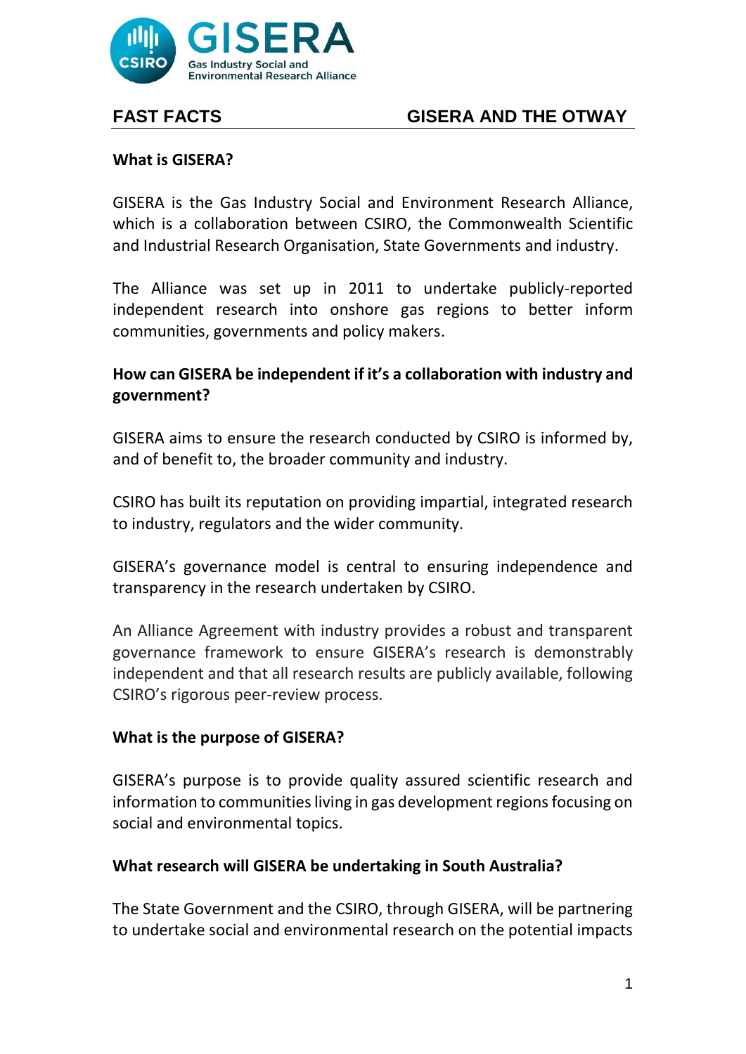GISERA

Gas Industry Social and Environmental Research Alliance

## FAST FACTS GISERA AND THE OTWAY

**What is GISERA?**

GISERA is the Gas Industry Social and Environment Research Alliance, which is a collaboration between CSIRO, the Commonwealth Scientific and Industrial Research Organisation, State Governments and industry.

The Alliance was set up in 2011 to undertake publicly-reported independent research into onshore gas regions to better inform communities, governments and policy makers.

**How can GISERA be independent if it's a collaboration with industry and government?**

GISERA aims to ensure the research conducted by CSIRO is informed by, and of benefit to, the broader community and industry.

CSIRO has built its reputation on providing impartial, integrated research to industry, regulators and the wider community.

GISERA's governance model is central to ensuring independence and transparency in the research undertaken by CSIRO.

An Alliance Agreement with industry provides a robust and transparent governance framework to ensure GISERA's research is demonstrably independent and that all research results are publicly available, following CSIRO's rigorous peer-review process.

**What is the purpose of GISERA?**

GISERA's purpose is to provide quality assured scientific research and information to communities living in gas development regions focusing on social and environmental topics.

**What research will GISERA be undertaking in South Australia?**

The State Government and the CSIRO, through GISERA, will be partnering to undertake social and environmental research on the potential impacts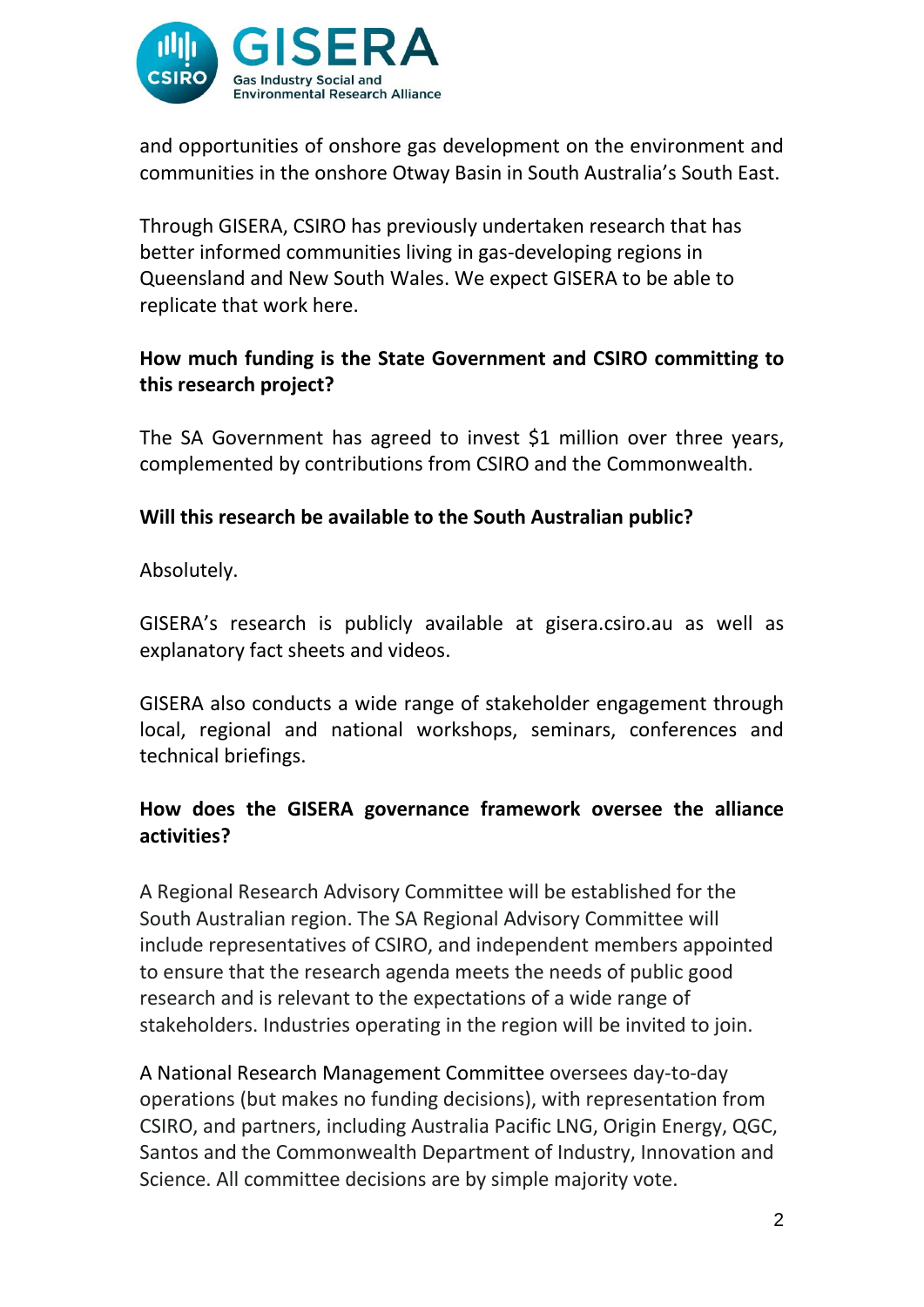and opportunities of onshore gas development on the environment and communities in the onshore Otway Basin in South Australia's South East.

Through GISERA, CSIRO has previously undertaken research that has better informed communities living in gas-developing regions in Queensland and New South Wales. We expect GISERA to be able to replicate that work here.

**How much funding is the State Government and CSIRO committing to this research project?**

The SA Government has agreed to invest $1 million over three years, complemented by contributions from CSIRO and the Commonwealth.

**Will this research be available to the South Australian public?**

Absolutely.

GISERA's research is publicly available at gisera.csiro.au as well as explanatory fact sheets and videos.

GISERA also conducts a wide range of stakeholder engagement through local, regional and national workshops, seminars, conferences and technical briefings.

**How does the GISERA governance framework oversee the alliance activities?**

A Regional Research Advisory Committee will be established for the South Australian region. The SA Regional Advisory Committee will include representatives of CSIRO, and independent members appointed to ensure that the research agenda meets the needs of public good research and is relevant to the expectations of a wide range of stakeholders. Industries operating in the region will be invited to join.

A National Research Management Committee oversees day-to-day operations (but makes no funding decisions), with representation from CSIRO, and partners, including Australia Pacific LNG, Origin Energy, QGC, Santos and the Commonwealth Department of Industry, Innovation and Science. All committee decisions are by simple majority vote.